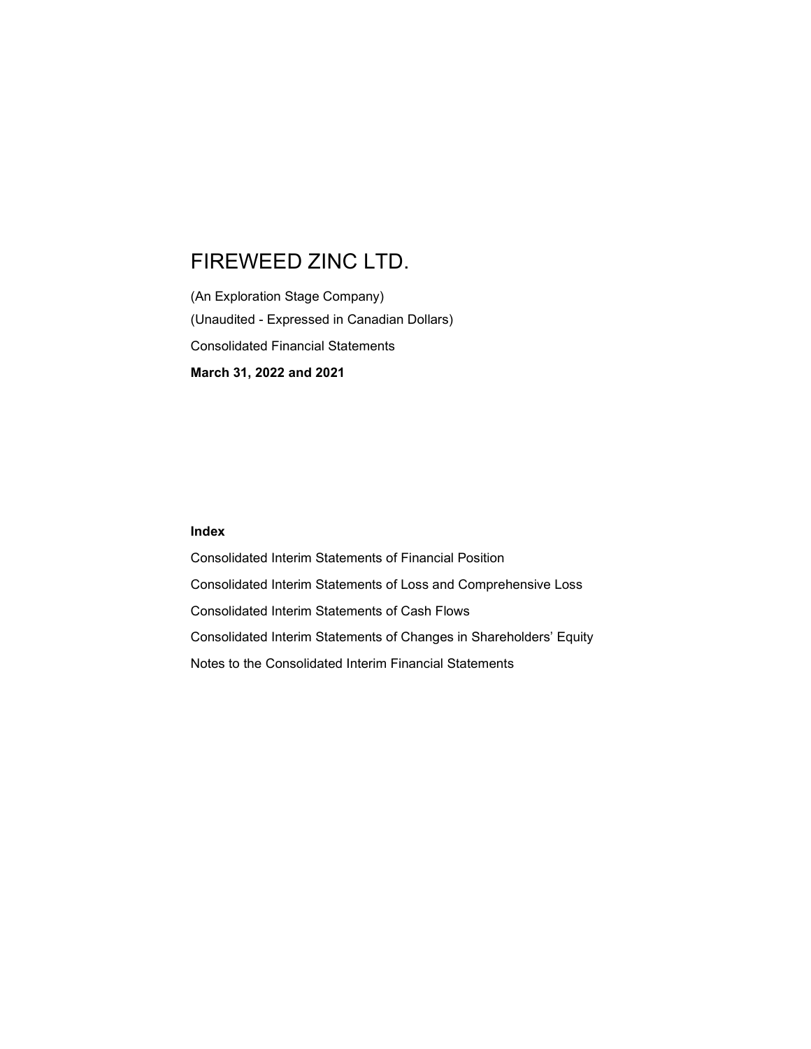# FIREWEED ZINC LTD.

(An Exploration Stage Company)

(Unaudited - Expressed in Canadian Dollars)

Consolidated Financial Statements

**March 31, 2022 and 2021**

**Index**

Consolidated Interim Statements of Financial Position

Consolidated Interim Statements of Loss and Comprehensive Loss

Consolidated Interim Statements of Cash Flows

Consolidated Interim Statements of Changes in Shareholders' Equity

Notes to the Consolidated Interim Financial Statements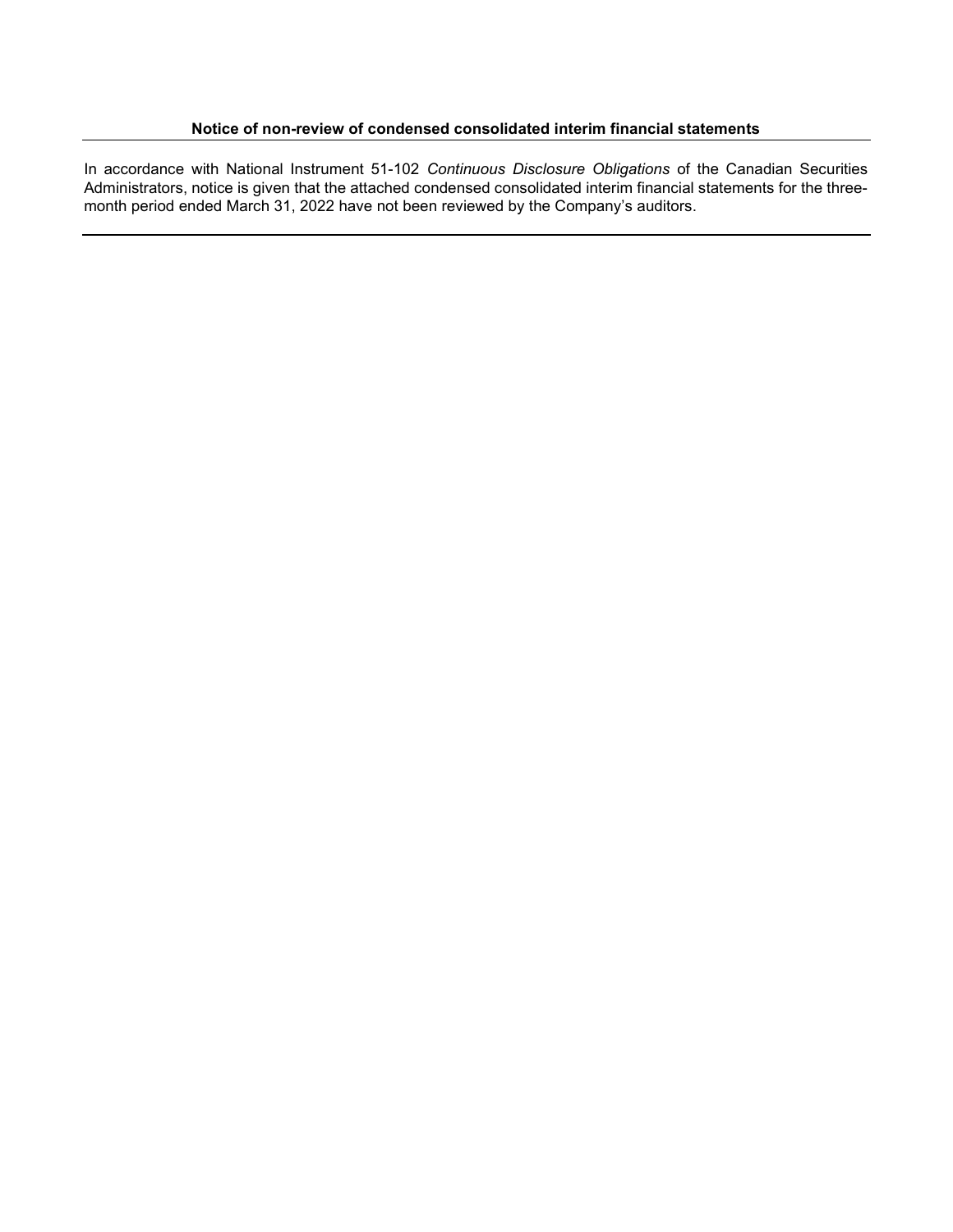**Notice of non-review of condensed consolidated interim financial statements**

In accordance with National Instrument 51-102 *Continuous Disclosure Obligations* of the Canadian Securities Administrators, notice is given that the attached condensed consolidated interim financial statements for the three-month period ended March 31, 2022 have not been reviewed by the Company's auditors.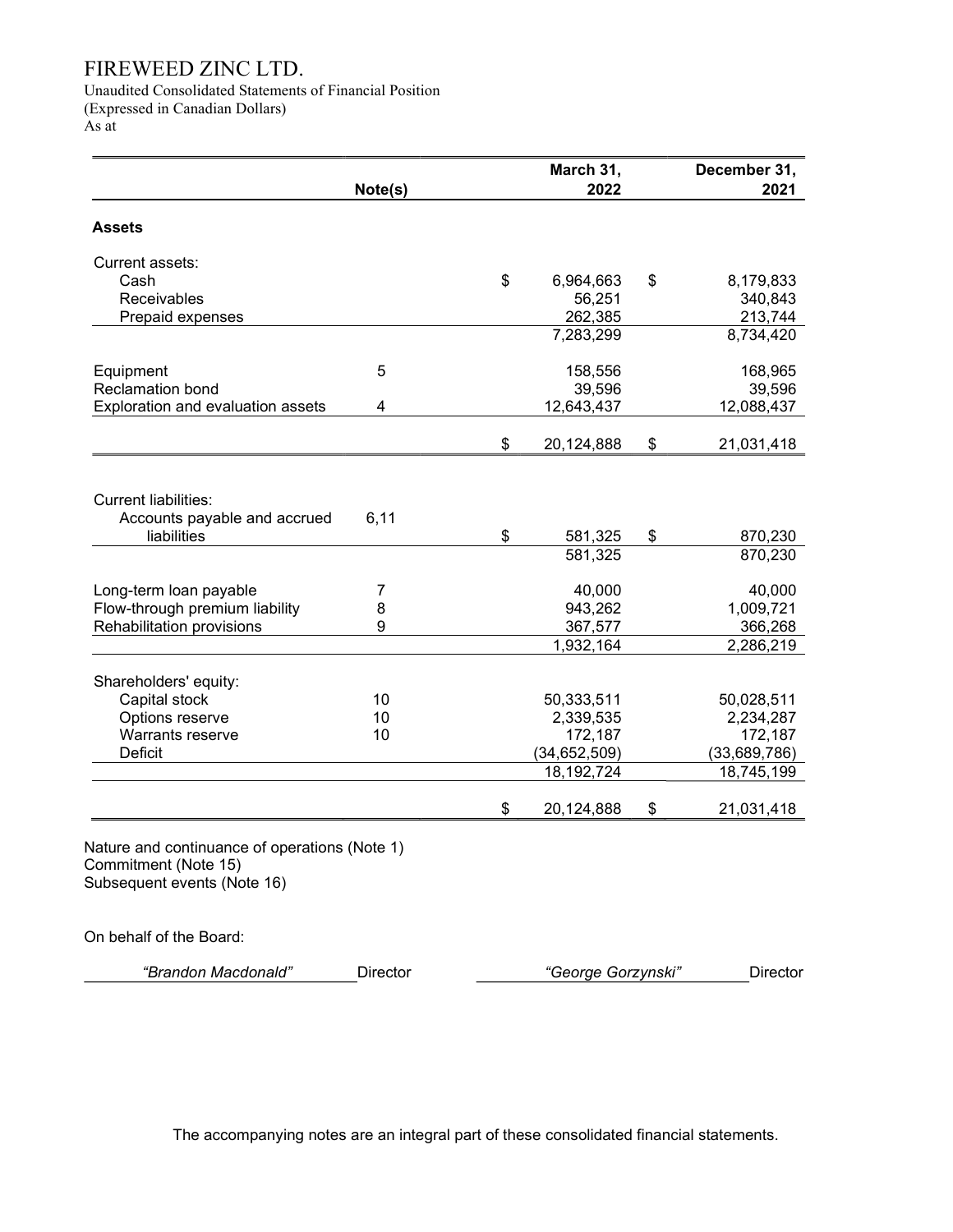# FIREWEED ZINC LTD.

Unaudited Consolidated Statements of Financial Position
(Expressed in Canadian Dollars)
As at

| | Note(s) | March 31, 2022 | December 31, 2021 |
|---|---|---|---|
| **Assets** | | | |
| Current assets: | | | |
| Cash | | $ 6,964,663 | $ 8,179,833 |
| Receivables | | 56,251 | 340,843 |
| Prepaid expenses | | 262,385 | 213,744 |
| | | 7,283,299 | 8,734,420 |
| Equipment | 5 | 158,556 | 168,965 |
| Reclamation bond | | 39,596 | 39,596 |
| Exploration and evaluation assets | 4 | 12,643,437 | 12,088,437 |
| | | $ 20,124,888 | $ 21,031,418 |
| Current liabilities: | | | |
| Accounts payable and accrued liabilities | 6,11 | $ 581,325 | $ 870,230 |
| | | 581,325 | 870,230 |
| Long-term loan payable | 7 | 40,000 | 40,000 |
| Flow-through premium liability | 8 | 943,262 | 1,009,721 |
| Rehabilitation provisions | 9 | 367,577 | 366,268 |
| | | 1,932,164 | 2,286,219 |
| Shareholders' equity: | | | |
| Capital stock | 10 | 50,333,511 | 50,028,511 |
| Options reserve | 10 | 2,339,535 | 2,234,287 |
| Warrants reserve | 10 | 172,187 | 172,187 |
| Deficit | | (34,652,509) | (33,689,786) |
| | | 18,192,724 | 18,745,199 |
| | | $ 20,124,888 | $ 21,031,418 |

Nature and continuance of operations (Note 1)
Commitment (Note 15)
Subsequent events (Note 16)

On behalf of the Board:

*"Brandon Macdonald"* Director  *"George Gorzynski"* Director

The accompanying notes are an integral part of these consolidated financial statements.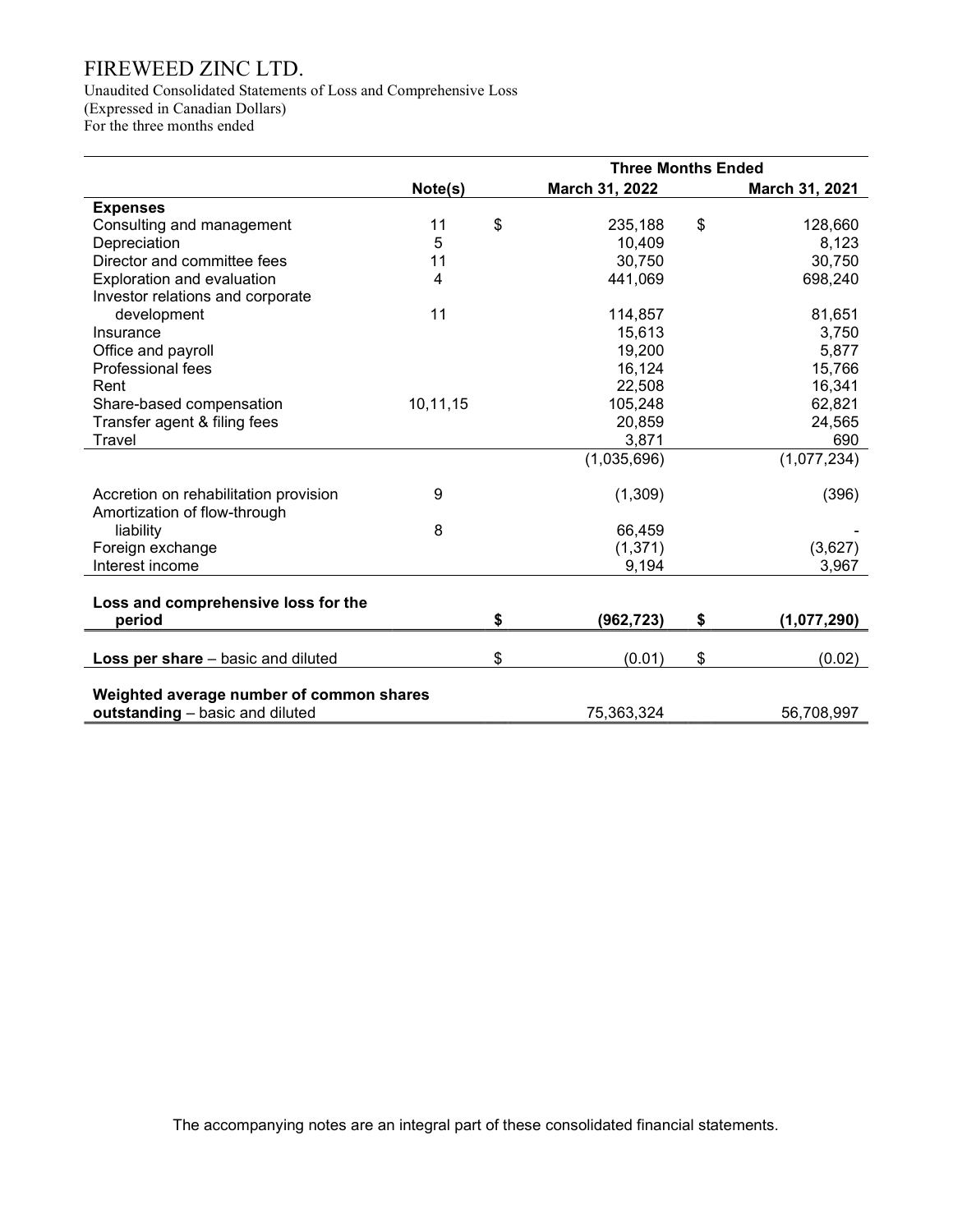# FIREWEED ZINC LTD.

Unaudited Consolidated Statements of Loss and Comprehensive Loss
(Expressed in Canadian Dollars)
For the three months ended

| | Note(s) | Three Months Ended March 31, 2022 | Three Months Ended March 31, 2021 |
|---|---|---|---|
| **Expenses** | | | |
| Consulting and management | 11 | $ 235,188 | $ 128,660 |
| Depreciation | 5 | 10,409 | 8,123 |
| Director and committee fees | 11 | 30,750 | 30,750 |
| Exploration and evaluation | 4 | 441,069 | 698,240 |
| Investor relations and corporate development | 11 | 114,857 | 81,651 |
| Insurance | | 15,613 | 3,750 |
| Office and payroll | | 19,200 | 5,877 |
| Professional fees | | 16,124 | 15,766 |
| Rent | | 22,508 | 16,341 |
| Share-based compensation | 10,11,15 | 105,248 | 62,821 |
| Transfer agent & filing fees | | 20,859 | 24,565 |
| Travel | | 3,871 | 690 |
| | | (1,035,696) | (1,077,234) |
| Accretion on rehabilitation provision | 9 | (1,309) | (396) |
| Amortization of flow-through liability | 8 | 66,459 | - |
| Foreign exchange | | (1,371) | (3,627) |
| Interest income | | 9,194 | 3,967 |
| **Loss and comprehensive loss for the period** | | **$ (962,723)** | **$ (1,077,290)** |
| **Loss per share** – basic and diluted | | $ (0.01) | $ (0.02) |
| **Weighted average number of common shares outstanding** – basic and diluted | | 75,363,324 | 56,708,997 |

The accompanying notes are an integral part of these consolidated financial statements.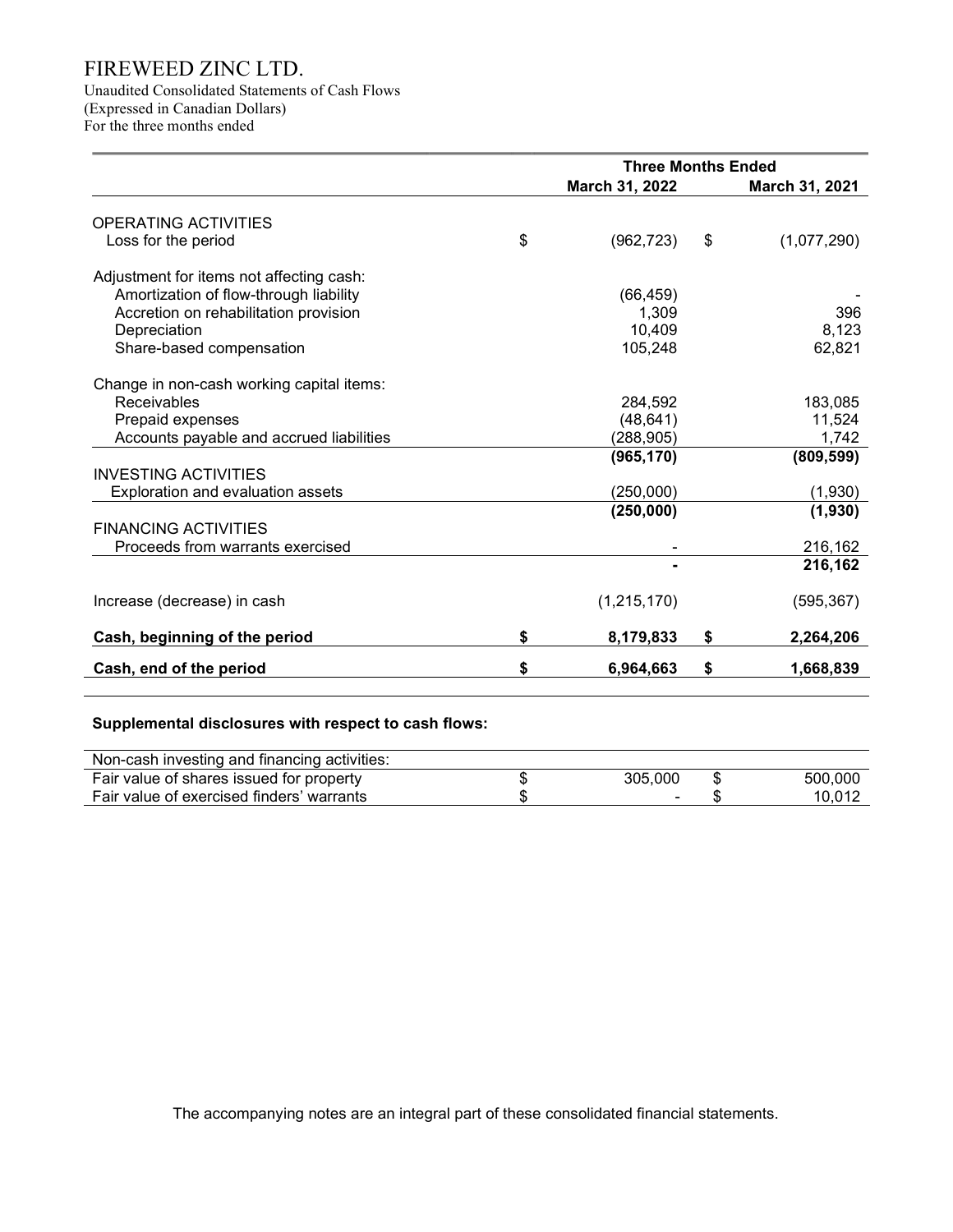# FIREWEED ZINC LTD.

Unaudited Consolidated Statements of Cash Flows
(Expressed in Canadian Dollars)
For the three months ended

| | Three Months Ended | |
|---|---|---|
| | March 31, 2022 | March 31, 2021 |
| **OPERATING ACTIVITIES** | | |
| Loss for the period | $ (962,723) | $ (1,077,290) |
| Adjustment for items not affecting cash: | | |
| Amortization of flow-through liability | (66,459) | - |
| Accretion on rehabilitation provision | 1,309 | 396 |
| Depreciation | 10,409 | 8,123 |
| Share-based compensation | 105,248 | 62,821 |
| Change in non-cash working capital items: | | |
| Receivables | 284,592 | 183,085 |
| Prepaid expenses | (48,641) | 11,524 |
| Accounts payable and accrued liabilities | (288,905) | 1,742 |
| | **(965,170)** | **(809,599)** |
| **INVESTING ACTIVITIES** | | |
| Exploration and evaluation assets | (250,000) | (1,930) |
| | **(250,000)** | **(1,930)** |
| **FINANCING ACTIVITIES** | | |
| Proceeds from warrants exercised | - | 216,162 |
| | **-** | **216,162** |
| Increase (decrease) in cash | (1,215,170) | (595,367) |
| **Cash, beginning of the period** | **$ 8,179,833** | **$ 2,264,206** |
| **Cash, end of the period** | **$ 6,964,663** | **$ 1,668,839** |

**Supplemental disclosures with respect to cash flows:**

| Non-cash investing and financing activities: | | |
|---|---|---|
| Fair value of shares issued for property | $ 305,000 | $ 500,000 |
| Fair value of exercised finders' warrants | $ - | $ 10,012 |

The accompanying notes are an integral part of these consolidated financial statements.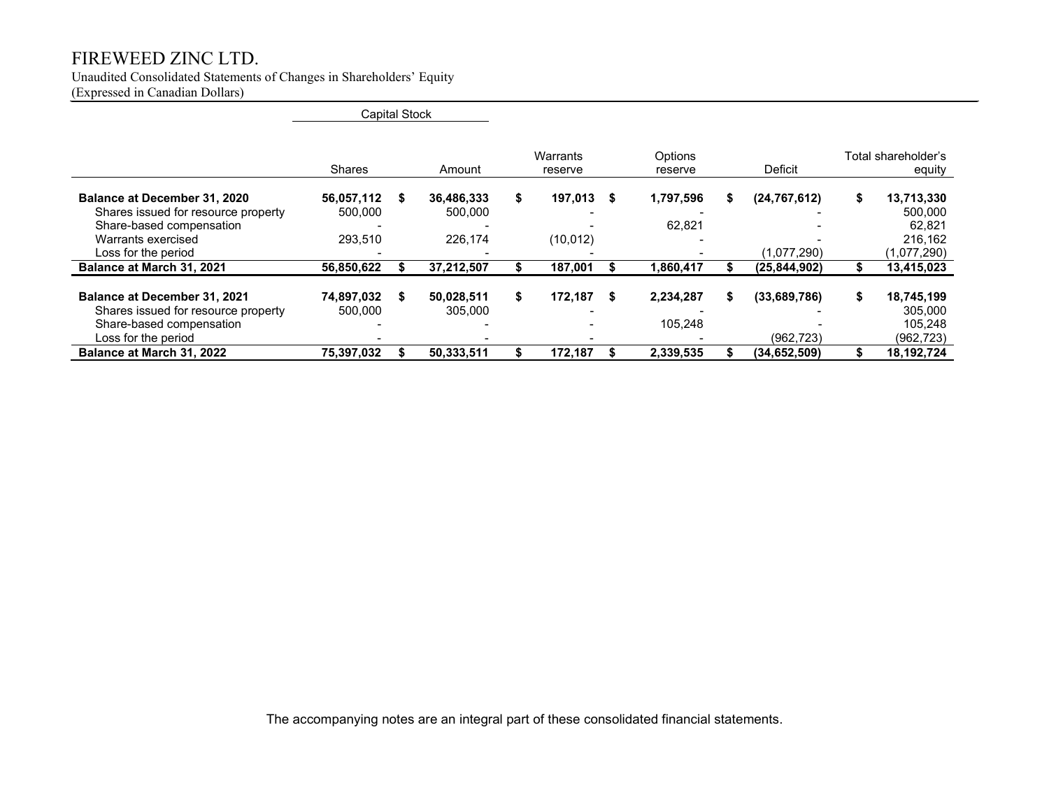# FIREWEED ZINC LTD.

Unaudited Consolidated Statements of Changes in Shareholders' Equity
(Expressed in Canadian Dollars)

| | Capital Stock | | | | | |
|---|---|---|---|---|---|---|
| | Shares | Amount | Warrants reserve | Options reserve | Deficit | Total shareholder's equity |
| **Balance at December 31, 2020** | **56,057,112** | **$ 36,486,333** | **$ 197,013** | **$ 1,797,596** | **$ (24,767,612)** | **$ 13,713,330** |
| Shares issued for resource property | 500,000 | 500,000 | - | - | - | 500,000 |
| Share-based compensation | - | - | - | 62,821 | - | 62,821 |
| Warrants exercised | 293,510 | 226,174 | (10,012) | - | - | 216,162 |
| Loss for the period | - | - | - | - | (1,077,290) | (1,077,290) |
| **Balance at March 31, 2021** | **56,850,622** | **$ 37,212,507** | **$ 187,001** | **$ 1,860,417** | **$ (25,844,902)** | **$ 13,415,023** |
| | | | | | | |
| **Balance at December 31, 2021** | **74,897,032** | **$ 50,028,511** | **$ 172,187** | **$ 2,234,287** | **$ (33,689,786)** | **$ 18,745,199** |
| Shares issued for resource property | 500,000 | 305,000 | - | - | - | 305,000 |
| Share-based compensation | - | - | - | 105,248 | - | 105,248 |
| Loss for the period | - | - | - | - | (962,723) | (962,723) |
| **Balance at March 31, 2022** | **75,397,032** | **$ 50,333,511** | **$ 172,187** | **$ 2,339,535** | **$ (34,652,509)** | **$ 18,192,724** |

The accompanying notes are an integral part of these consolidated financial statements.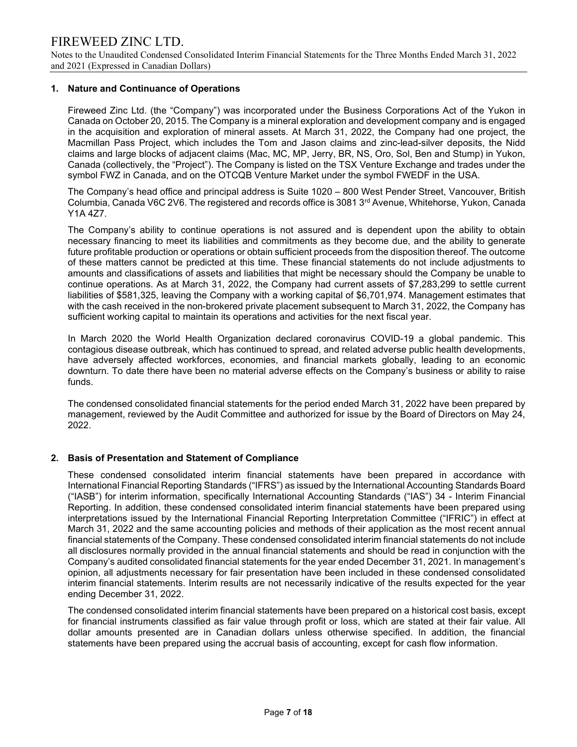## 1. Nature and Continuance of Operations

Fireweed Zinc Ltd. (the "Company") was incorporated under the Business Corporations Act of the Yukon in Canada on October 20, 2015. The Company is a mineral exploration and development company and is engaged in the acquisition and exploration of mineral assets. At March 31, 2022, the Company had one project, the Macmillan Pass Project, which includes the Tom and Jason claims and zinc-lead-silver deposits, the Nidd claims and large blocks of adjacent claims (Mac, MC, MP, Jerry, BR, NS, Oro, Sol, Ben and Stump) in Yukon, Canada (collectively, the "Project"). The Company is listed on the TSX Venture Exchange and trades under the symbol FWZ in Canada, and on the OTCQB Venture Market under the symbol FWEDF in the USA.

The Company's head office and principal address is Suite 1020 – 800 West Pender Street, Vancouver, British Columbia, Canada V6C 2V6. The registered and records office is 3081 3rd Avenue, Whitehorse, Yukon, Canada Y1A 4Z7.

The Company's ability to continue operations is not assured and is dependent upon the ability to obtain necessary financing to meet its liabilities and commitments as they become due, and the ability to generate future profitable production or operations or obtain sufficient proceeds from the disposition thereof. The outcome of these matters cannot be predicted at this time. These financial statements do not include adjustments to amounts and classifications of assets and liabilities that might be necessary should the Company be unable to continue operations. As at March 31, 2022, the Company had current assets of $7,283,299 to settle current liabilities of $581,325, leaving the Company with a working capital of $6,701,974. Management estimates that with the cash received in the non-brokered private placement subsequent to March 31, 2022, the Company has sufficient working capital to maintain its operations and activities for the next fiscal year.

In March 2020 the World Health Organization declared coronavirus COVID-19 a global pandemic. This contagious disease outbreak, which has continued to spread, and related adverse public health developments, have adversely affected workforces, economies, and financial markets globally, leading to an economic downturn. To date there have been no material adverse effects on the Company's business or ability to raise funds.

The condensed consolidated financial statements for the period ended March 31, 2022 have been prepared by management, reviewed by the Audit Committee and authorized for issue by the Board of Directors on May 24, 2022.

## 2. Basis of Presentation and Statement of Compliance

These condensed consolidated interim financial statements have been prepared in accordance with International Financial Reporting Standards ("IFRS") as issued by the International Accounting Standards Board ("IASB") for interim information, specifically International Accounting Standards ("IAS") 34 - Interim Financial Reporting. In addition, these condensed consolidated interim financial statements have been prepared using interpretations issued by the International Financial Reporting Interpretation Committee ("IFRIC") in effect at March 31, 2022 and the same accounting policies and methods of their application as the most recent annual financial statements of the Company. These condensed consolidated interim financial statements do not include all disclosures normally provided in the annual financial statements and should be read in conjunction with the Company's audited consolidated financial statements for the year ended December 31, 2021. In management's opinion, all adjustments necessary for fair presentation have been included in these condensed consolidated interim financial statements. Interim results are not necessarily indicative of the results expected for the year ending December 31, 2022.

The condensed consolidated interim financial statements have been prepared on a historical cost basis, except for financial instruments classified as fair value through profit or loss, which are stated at their fair value. All dollar amounts presented are in Canadian dollars unless otherwise specified. In addition, the financial statements have been prepared using the accrual basis of accounting, except for cash flow information.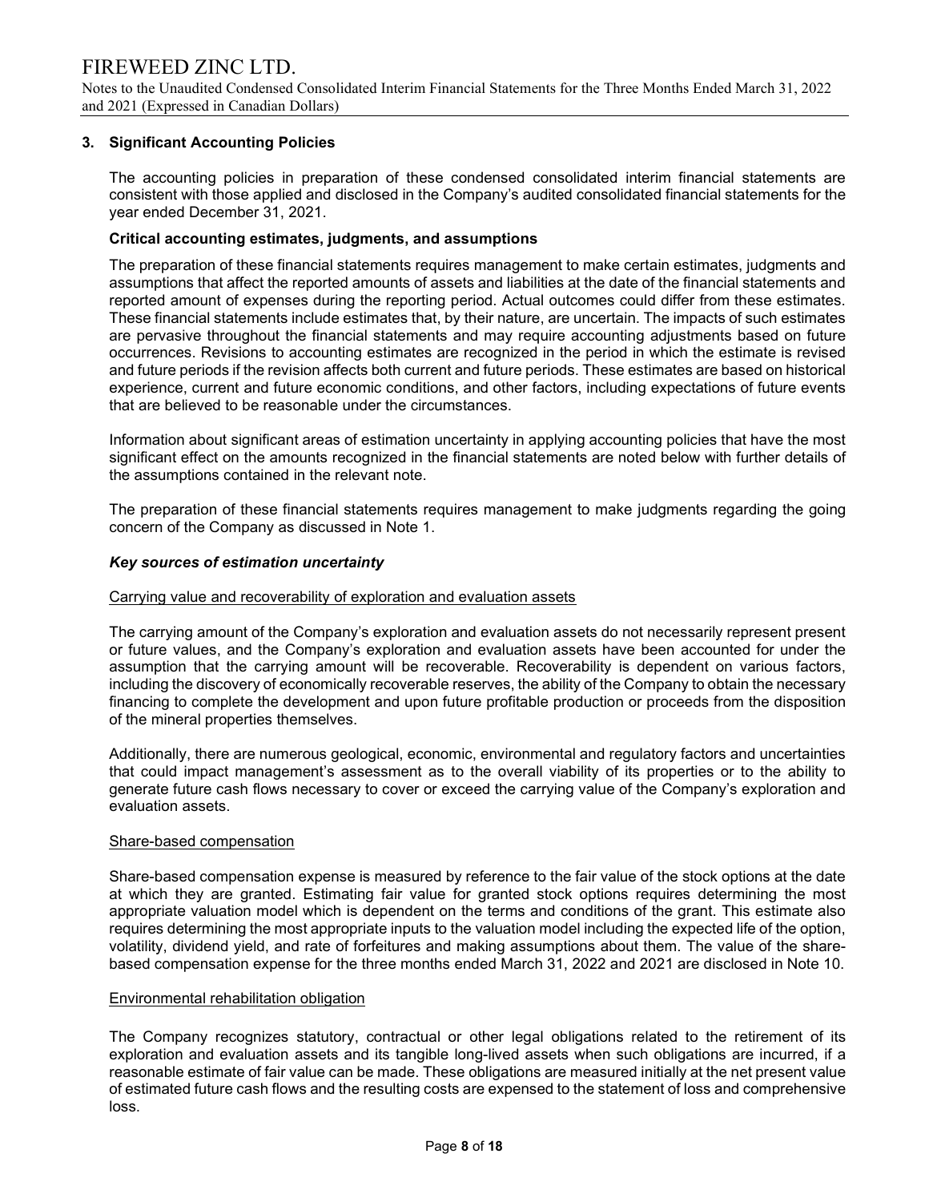## 3. Significant Accounting Policies

The accounting policies in preparation of these condensed consolidated interim financial statements are consistent with those applied and disclosed in the Company's audited consolidated financial statements for the year ended December 31, 2021.

### Critical accounting estimates, judgments, and assumptions

The preparation of these financial statements requires management to make certain estimates, judgments and assumptions that affect the reported amounts of assets and liabilities at the date of the financial statements and reported amount of expenses during the reporting period. Actual outcomes could differ from these estimates. These financial statements include estimates that, by their nature, are uncertain. The impacts of such estimates are pervasive throughout the financial statements and may require accounting adjustments based on future occurrences. Revisions to accounting estimates are recognized in the period in which the estimate is revised and future periods if the revision affects both current and future periods. These estimates are based on historical experience, current and future economic conditions, and other factors, including expectations of future events that are believed to be reasonable under the circumstances.

Information about significant areas of estimation uncertainty in applying accounting policies that have the most significant effect on the amounts recognized in the financial statements are noted below with further details of the assumptions contained in the relevant note.

The preparation of these financial statements requires management to make judgments regarding the going concern of the Company as discussed in Note 1.

#### *Key sources of estimation uncertainty*

Carrying value and recoverability of exploration and evaluation assets

The carrying amount of the Company's exploration and evaluation assets do not necessarily represent present or future values, and the Company's exploration and evaluation assets have been accounted for under the assumption that the carrying amount will be recoverable. Recoverability is dependent on various factors, including the discovery of economically recoverable reserves, the ability of the Company to obtain the necessary financing to complete the development and upon future profitable production or proceeds from the disposition of the mineral properties themselves.

Additionally, there are numerous geological, economic, environmental and regulatory factors and uncertainties that could impact management's assessment as to the overall viability of its properties or to the ability to generate future cash flows necessary to cover or exceed the carrying value of the Company's exploration and evaluation assets.

Share-based compensation

Share-based compensation expense is measured by reference to the fair value of the stock options at the date at which they are granted. Estimating fair value for granted stock options requires determining the most appropriate valuation model which is dependent on the terms and conditions of the grant. This estimate also requires determining the most appropriate inputs to the valuation model including the expected life of the option, volatility, dividend yield, and rate of forfeitures and making assumptions about them. The value of the share-based compensation expense for the three months ended March 31, 2022 and 2021 are disclosed in Note 10.

Environmental rehabilitation obligation

The Company recognizes statutory, contractual or other legal obligations related to the retirement of its exploration and evaluation assets and its tangible long-lived assets when such obligations are incurred, if a reasonable estimate of fair value can be made. These obligations are measured initially at the net present value of estimated future cash flows and the resulting costs are expensed to the statement of loss and comprehensive loss.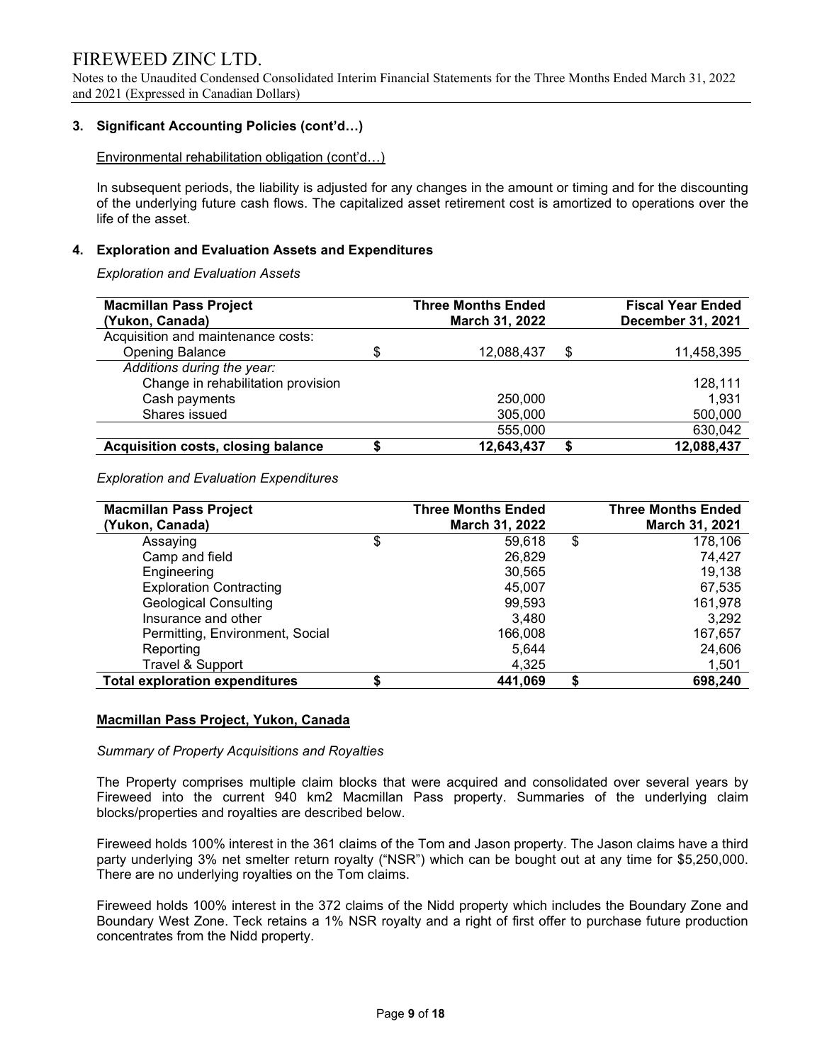### 3. Significant Accounting Policies (cont'd…)

Environmental rehabilitation obligation (cont'd…)

In subsequent periods, the liability is adjusted for any changes in the amount or timing and for the discounting of the underlying future cash flows. The capitalized asset retirement cost is amortized to operations over the life of the asset.

### 4. Exploration and Evaluation Assets and Expenditures

*Exploration and Evaluation Assets*

| Macmillan Pass Project (Yukon, Canada) | Three Months Ended March 31, 2022 | Fiscal Year Ended December 31, 2021 |
|---|---|---|
| Acquisition and maintenance costs: | | |
| Opening Balance | $ 12,088,437 | $ 11,458,395 |
| *Additions during the year:* | | |
| Change in rehabilitation provision | | 128,111 |
| Cash payments | 250,000 | 1,931 |
| Shares issued | 305,000 | 500,000 |
| | 555,000 | 630,042 |
| **Acquisition costs, closing balance** | **$ 12,643,437** | **$ 12,088,437** |

*Exploration and Evaluation Expenditures*

| Macmillan Pass Project (Yukon, Canada) | Three Months Ended March 31, 2022 | Three Months Ended March 31, 2021 |
|---|---|---|
| Assaying | $ 59,618 | $ 178,106 |
| Camp and field | 26,829 | 74,427 |
| Engineering | 30,565 | 19,138 |
| Exploration Contracting | 45,007 | 67,535 |
| Geological Consulting | 99,593 | 161,978 |
| Insurance and other | 3,480 | 3,292 |
| Permitting, Environment, Social | 166,008 | 167,657 |
| Reporting | 5,644 | 24,606 |
| Travel & Support | 4,325 | 1,501 |
| **Total exploration expenditures** | **$ 441,069** | **$ 698,240** |

**Macmillan Pass Project, Yukon, Canada**

*Summary of Property Acquisitions and Royalties*

The Property comprises multiple claim blocks that were acquired and consolidated over several years by Fireweed into the current 940 km2 Macmillan Pass property. Summaries of the underlying claim blocks/properties and royalties are described below.

Fireweed holds 100% interest in the 361 claims of the Tom and Jason property. The Jason claims have a third party underlying 3% net smelter return royalty ("NSR") which can be bought out at any time for $5,250,000. There are no underlying royalties on the Tom claims.

Fireweed holds 100% interest in the 372 claims of the Nidd property which includes the Boundary Zone and Boundary West Zone. Teck retains a 1% NSR royalty and a right of first offer to purchase future production concentrates from the Nidd property.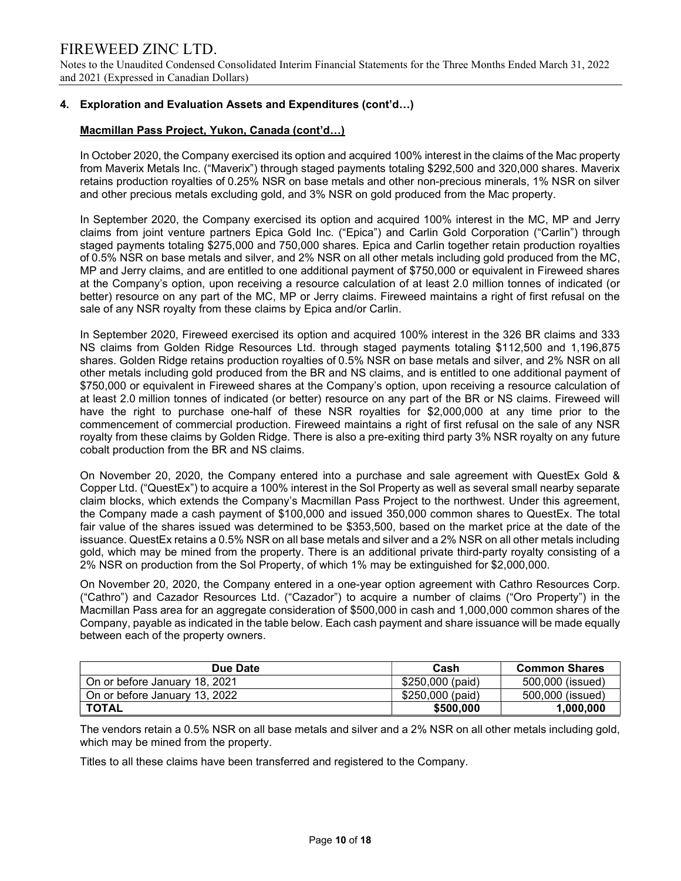## 4. Exploration and Evaluation Assets and Expenditures (cont'd…)

### Macmillan Pass Project, Yukon, Canada (cont'd…)

In October 2020, the Company exercised its option and acquired 100% interest in the claims of the Mac property from Maverix Metals Inc. ("Maverix") through staged payments totaling $292,500 and 320,000 shares. Maverix retains production royalties of 0.25% NSR on base metals and other non-precious minerals, 1% NSR on silver and other precious metals excluding gold, and 3% NSR on gold produced from the Mac property.

In September 2020, the Company exercised its option and acquired 100% interest in the MC, MP and Jerry claims from joint venture partners Epica Gold Inc. ("Epica") and Carlin Gold Corporation ("Carlin") through staged payments totaling $275,000 and 750,000 shares. Epica and Carlin together retain production royalties of 0.5% NSR on base metals and silver, and 2% NSR on all other metals including gold produced from the MC, MP and Jerry claims, and are entitled to one additional payment of $750,000 or equivalent in Fireweed shares at the Company's option, upon receiving a resource calculation of at least 2.0 million tonnes of indicated (or better) resource on any part of the MC, MP or Jerry claims. Fireweed maintains a right of first refusal on the sale of any NSR royalty from these claims by Epica and/or Carlin.

In September 2020, Fireweed exercised its option and acquired 100% interest in the 326 BR claims and 333 NS claims from Golden Ridge Resources Ltd. through staged payments totaling $112,500 and 1,196,875 shares. Golden Ridge retains production royalties of 0.5% NSR on base metals and silver, and 2% NSR on all other metals including gold produced from the BR and NS claims, and is entitled to one additional payment of $750,000 or equivalent in Fireweed shares at the Company's option, upon receiving a resource calculation of at least 2.0 million tonnes of indicated (or better) resource on any part of the BR or NS claims. Fireweed will have the right to purchase one-half of these NSR royalties for $2,000,000 at any time prior to the commencement of commercial production. Fireweed maintains a right of first refusal on the sale of any NSR royalty from these claims by Golden Ridge. There is also a pre-exiting third party 3% NSR royalty on any future cobalt production from the BR and NS claims.

On November 20, 2020, the Company entered into a purchase and sale agreement with QuestEx Gold & Copper Ltd. ("QuestEx") to acquire a 100% interest in the Sol Property as well as several small nearby separate claim blocks, which extends the Company's Macmillan Pass Project to the northwest. Under this agreement, the Company made a cash payment of $100,000 and issued 350,000 common shares to QuestEx. The total fair value of the shares issued was determined to be $353,500, based on the market price at the date of the issuance. QuestEx retains a 0.5% NSR on all base metals and silver and a 2% NSR on all other metals including gold, which may be mined from the property. There is an additional private third-party royalty consisting of a 2% NSR on production from the Sol Property, of which 1% may be extinguished for $2,000,000.

On November 20, 2020, the Company entered in a one-year option agreement with Cathro Resources Corp. ("Cathro") and Cazador Resources Ltd. ("Cazador") to acquire a number of claims ("Oro Property") in the Macmillan Pass area for an aggregate consideration of $500,000 in cash and 1,000,000 common shares of the Company, payable as indicated in the table below. Each cash payment and share issuance will be made equally between each of the property owners.

| Due Date | Cash | Common Shares |
|---|---|---|
| On or before January 18, 2021 | $250,000 (paid) | 500,000 (issued) |
| On or before January 13, 2022 | $250,000 (paid) | 500,000 (issued) |
| **TOTAL** | **$500,000** | **1,000,000** |

The vendors retain a 0.5% NSR on all base metals and silver and a 2% NSR on all other metals including gold, which may be mined from the property.

Titles to all these claims have been transferred and registered to the Company.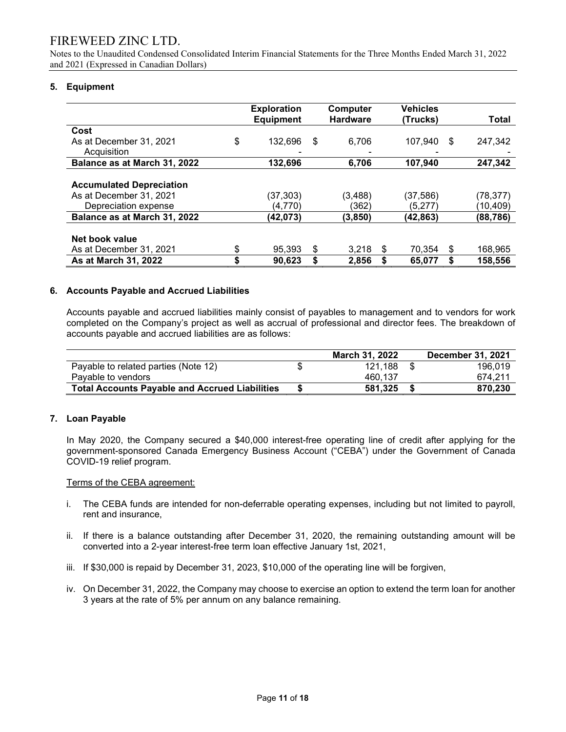## 5. Equipment

| | Exploration Equipment | Computer Hardware | Vehicles (Trucks) | Total |
|---|---|---|---|---|
| **Cost** | | | | |
| As at December 31, 2021 | $ 132,696 | $ 6,706 | 107,940 | $ 247,342 |
| Acquisition | - | - | - | - |
| **Balance as at March 31, 2022** | **132,696** | **6,706** | **107,940** | **247,342** |
| | | | | |
| **Accumulated Depreciation** | | | | |
| As at December 31, 2021 | (37,303) | (3,488) | (37,586) | (78,377) |
| Depreciation expense | (4,770) | (362) | (5,277) | (10,409) |
| **Balance as at March 31, 2022** | **(42,073)** | **(3,850)** | **(42,863)** | **(88,786)** |
| | | | | |
| **Net book value** | | | | |
| As at December 31, 2021 | $ 95,393 | $ 3,218 | $ 70,354 | $ 168,965 |
| **As at March 31, 2022** | **$ 90,623** | **$ 2,856** | **$ 65,077** | **$ 158,556** |

## 6. Accounts Payable and Accrued Liabilities

Accounts payable and accrued liabilities mainly consist of payables to management and to vendors for work completed on the Company's project as well as accrual of professional and director fees. The breakdown of accounts payable and accrued liabilities are as follows:

| | March 31, 2022 | December 31, 2021 |
|---|---|---|
| Payable to related parties (Note 12) | $ 121,188 | $ 196,019 |
| Payable to vendors | 460,137 | 674,211 |
| **Total Accounts Payable and Accrued Liabilities** | **$ 581,325** | **$ 870,230** |

## 7. Loan Payable

In May 2020, the Company secured a $40,000 interest-free operating line of credit after applying for the government-sponsored Canada Emergency Business Account ("CEBA") under the Government of Canada COVID-19 relief program.

Terms of the CEBA agreement:

i. The CEBA funds are intended for non-deferrable operating expenses, including but not limited to payroll, rent and insurance,

ii. If there is a balance outstanding after December 31, 2020, the remaining outstanding amount will be converted into a 2-year interest-free term loan effective January 1st, 2021,

iii. If $30,000 is repaid by December 31, 2023, $10,000 of the operating line will be forgiven,

iv. On December 31, 2022, the Company may choose to exercise an option to extend the term loan for another 3 years at the rate of 5% per annum on any balance remaining.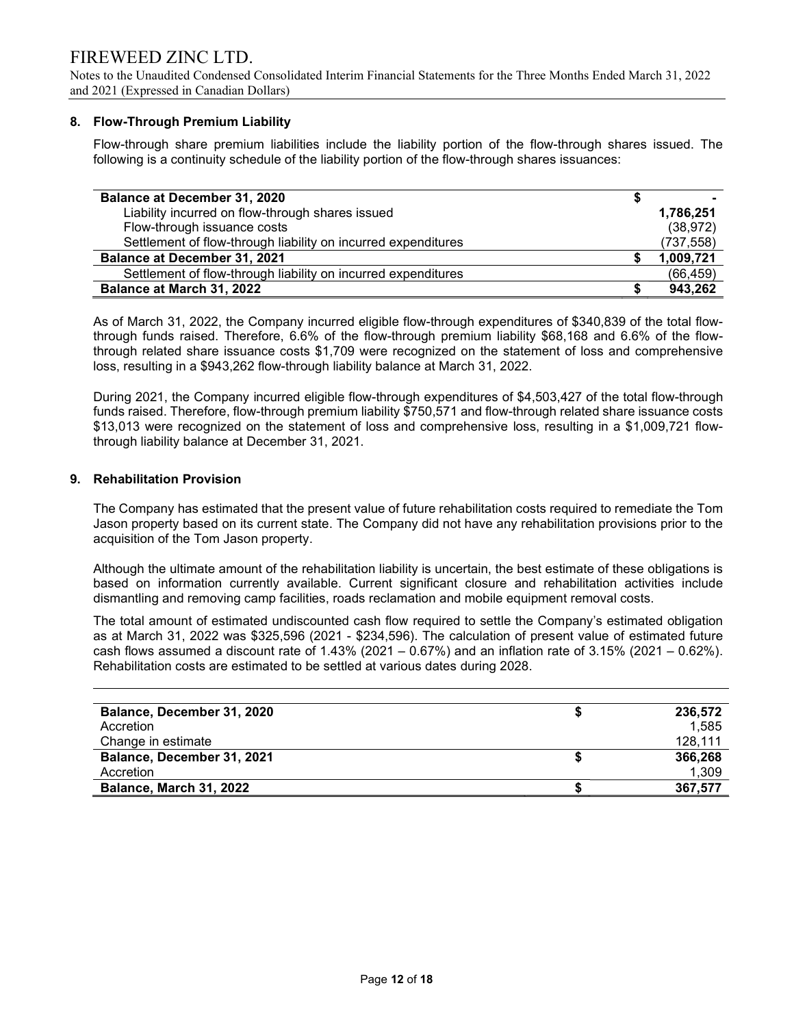## 8. Flow-Through Premium Liability

Flow-through share premium liabilities include the liability portion of the flow-through shares issued. The following is a continuity schedule of the liability portion of the flow-through shares issuances:

| | | |
|---|---|---|
| **Balance at December 31, 2020** | **$** | **-** |
| Liability incurred on flow-through shares issued | | **1,786,251** |
| Flow-through issuance costs | | (38,972) |
| Settlement of flow-through liability on incurred expenditures | | (737,558) |
| **Balance at December 31, 2021** | **$** | **1,009,721** |
| Settlement of flow-through liability on incurred expenditures | | (66,459) |
| **Balance at March 31, 2022** | **$** | **943,262** |

As of March 31, 2022, the Company incurred eligible flow-through expenditures of $340,839 of the total flow-through funds raised. Therefore, 6.6% of the flow-through premium liability $68,168 and 6.6% of the flow-through related share issuance costs $1,709 were recognized on the statement of loss and comprehensive loss, resulting in a $943,262 flow-through liability balance at March 31, 2022.

During 2021, the Company incurred eligible flow-through expenditures of $4,503,427 of the total flow-through funds raised. Therefore, flow-through premium liability $750,571 and flow-through related share issuance costs $13,013 were recognized on the statement of loss and comprehensive loss, resulting in a $1,009,721 flow-through liability balance at December 31, 2021.

## 9. Rehabilitation Provision

The Company has estimated that the present value of future rehabilitation costs required to remediate the Tom Jason property based on its current state. The Company did not have any rehabilitation provisions prior to the acquisition of the Tom Jason property.

Although the ultimate amount of the rehabilitation liability is uncertain, the best estimate of these obligations is based on information currently available. Current significant closure and rehabilitation activities include dismantling and removing camp facilities, roads reclamation and mobile equipment removal costs.

The total amount of estimated undiscounted cash flow required to settle the Company's estimated obligation as at March 31, 2022 was $325,596 (2021 - $234,596). The calculation of present value of estimated future cash flows assumed a discount rate of 1.43% (2021 – 0.67%) and an inflation rate of 3.15% (2021 – 0.62%). Rehabilitation costs are estimated to be settled at various dates during 2028.

| | | |
|---|---|---|
| **Balance, December 31, 2020** | **$** | **236,572** |
| Accretion | | 1,585 |
| Change in estimate | | 128,111 |
| **Balance, December 31, 2021** | **$** | **366,268** |
| Accretion | | 1,309 |
| **Balance, March 31, 2022** | **$** | **367,577** |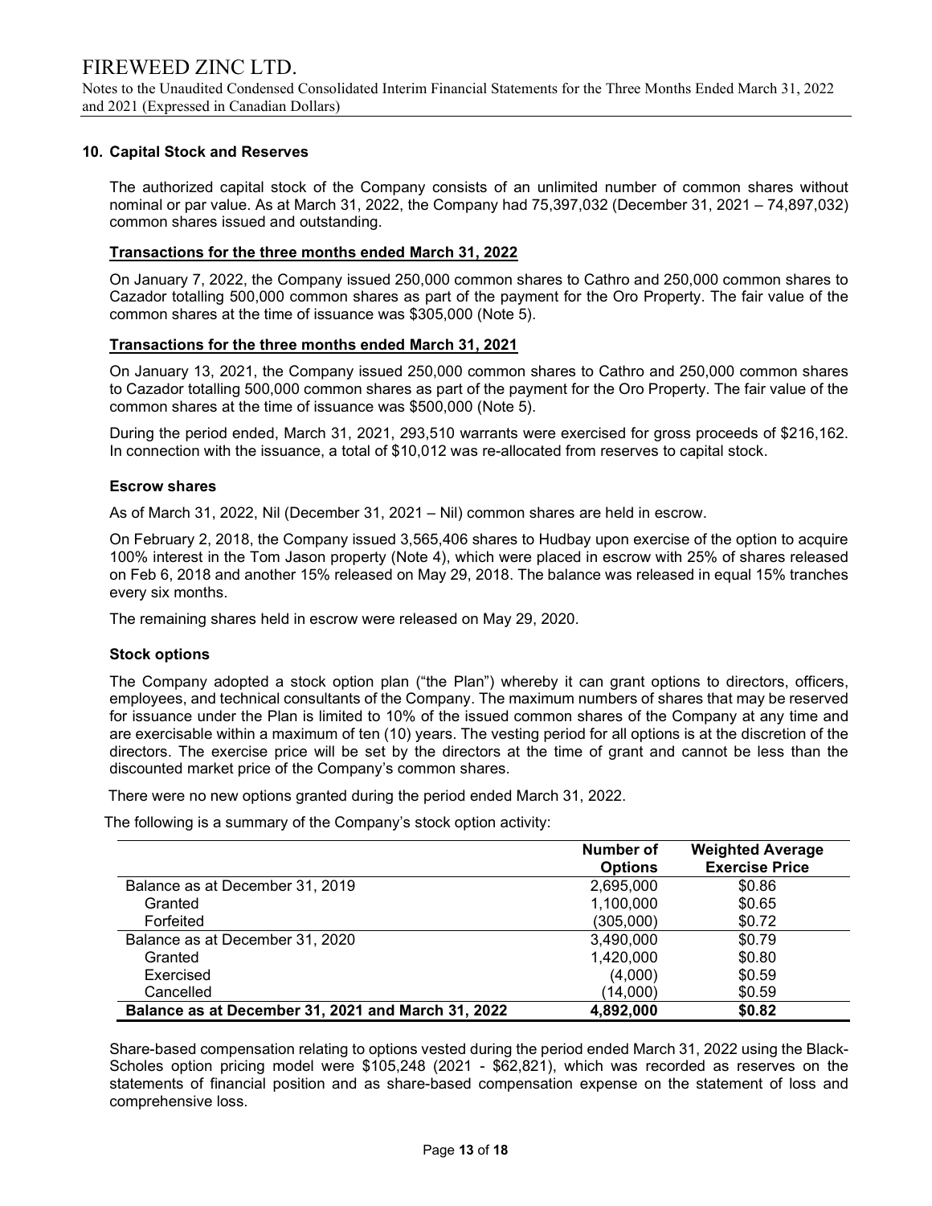## 10. Capital Stock and Reserves

The authorized capital stock of the Company consists of an unlimited number of common shares without nominal or par value. As at March 31, 2022, the Company had 75,397,032 (December 31, 2021 – 74,897,032) common shares issued and outstanding.

**Transactions for the three months ended March 31, 2022**

On January 7, 2022, the Company issued 250,000 common shares to Cathro and 250,000 common shares to Cazador totalling 500,000 common shares as part of the payment for the Oro Property. The fair value of the common shares at the time of issuance was $305,000 (Note 5).

**Transactions for the three months ended March 31, 2021**

On January 13, 2021, the Company issued 250,000 common shares to Cathro and 250,000 common shares to Cazador totalling 500,000 common shares as part of the payment for the Oro Property. The fair value of the common shares at the time of issuance was $500,000 (Note 5).

During the period ended, March 31, 2021, 293,510 warrants were exercised for gross proceeds of $216,162. In connection with the issuance, a total of $10,012 was re-allocated from reserves to capital stock.

### Escrow shares

As of March 31, 2022, Nil (December 31, 2021 – Nil) common shares are held in escrow.

On February 2, 2018, the Company issued 3,565,406 shares to Hudbay upon exercise of the option to acquire 100% interest in the Tom Jason property (Note 4), which were placed in escrow with 25% of shares released on Feb 6, 2018 and another 15% released on May 29, 2018. The balance was released in equal 15% tranches every six months.

The remaining shares held in escrow were released on May 29, 2020.

### Stock options

The Company adopted a stock option plan ("the Plan") whereby it can grant options to directors, officers, employees, and technical consultants of the Company. The maximum numbers of shares that may be reserved for issuance under the Plan is limited to 10% of the issued common shares of the Company at any time and are exercisable within a maximum of ten (10) years. The vesting period for all options is at the discretion of the directors. The exercise price will be set by the directors at the time of grant and cannot be less than the discounted market price of the Company's common shares.

There were no new options granted during the period ended March 31, 2022.

The following is a summary of the Company's stock option activity:

| | Number of Options | Weighted Average Exercise Price |
|---|---|---|
| Balance as at December 31, 2019 | 2,695,000 | $0.86 |
| Granted | 1,100,000 | $0.65 |
| Forfeited | (305,000) | $0.72 |
| Balance as at December 31, 2020 | 3,490,000 | $0.79 |
| Granted | 1,420,000 | $0.80 |
| Exercised | (4,000) | $0.59 |
| Cancelled | (14,000) | $0.59 |
| **Balance as at December 31, 2021 and March 31, 2022** | **4,892,000** | **$0.82** |

Share-based compensation relating to options vested during the period ended March 31, 2022 using the Black-Scholes option pricing model were $105,248 (2021 - $62,821), which was recorded as reserves on the statements of financial position and as share-based compensation expense on the statement of loss and comprehensive loss.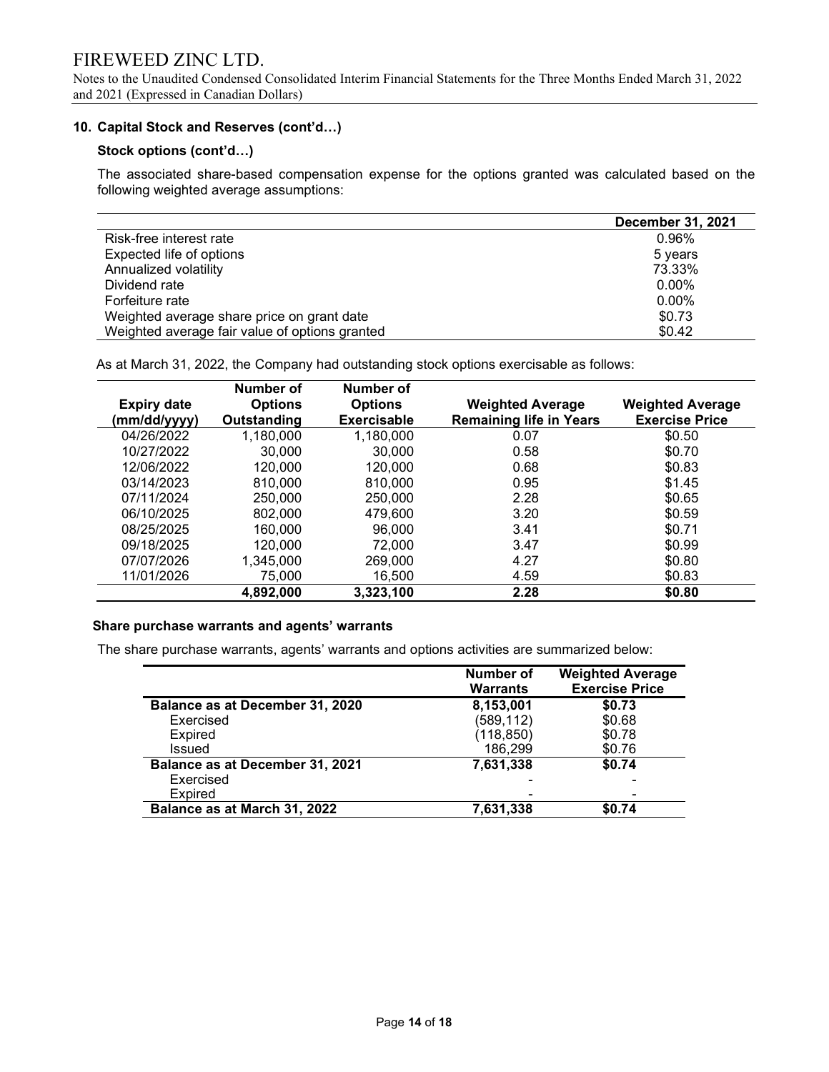### 10. Capital Stock and Reserves (cont'd…)

#### Stock options (cont'd…)

The associated share-based compensation expense for the options granted was calculated based on the following weighted average assumptions:

| | December 31, 2021 |
|---|---|
| Risk-free interest rate | 0.96% |
| Expected life of options | 5 years |
| Annualized volatility | 73.33% |
| Dividend rate | 0.00% |
| Forfeiture rate | 0.00% |
| Weighted average share price on grant date | $0.73 |
| Weighted average fair value of options granted | $0.42 |

As at March 31, 2022, the Company had outstanding stock options exercisable as follows:

| Expiry date (mm/dd/yyyy) | Number of Options Outstanding | Number of Options Exercisable | Weighted Average Remaining life in Years | Weighted Average Exercise Price |
|---|---|---|---|---|
| 04/26/2022 | 1,180,000 | 1,180,000 | 0.07 | $0.50 |
| 10/27/2022 | 30,000 | 30,000 | 0.58 | $0.70 |
| 12/06/2022 | 120,000 | 120,000 | 0.68 | $0.83 |
| 03/14/2023 | 810,000 | 810,000 | 0.95 | $1.45 |
| 07/11/2024 | 250,000 | 250,000 | 2.28 | $0.65 |
| 06/10/2025 | 802,000 | 479,600 | 3.20 | $0.59 |
| 08/25/2025 | 160,000 | 96,000 | 3.41 | $0.71 |
| 09/18/2025 | 120,000 | 72,000 | 3.47 | $0.99 |
| 07/07/2026 | 1,345,000 | 269,000 | 4.27 | $0.80 |
| 11/01/2026 | 75,000 | 16,500 | 4.59 | $0.83 |
| | **4,892,000** | **3,323,100** | **2.28** | **$0.80** |

#### Share purchase warrants and agents' warrants

The share purchase warrants, agents' warrants and options activities are summarized below:

| | Number of Warrants | Weighted Average Exercise Price |
|---|---|---|
| **Balance as at December 31, 2020** | **8,153,001** | **$0.73** |
| Exercised | (589,112) | $0.68 |
| Expired | (118,850) | $0.78 |
| Issued | 186,299 | $0.76 |
| **Balance as at December 31, 2021** | **7,631,338** | **$0.74** |
| Exercised | - | - |
| Expired | - | - |
| **Balance as at March 31, 2022** | **7,631,338** | **$0.74** |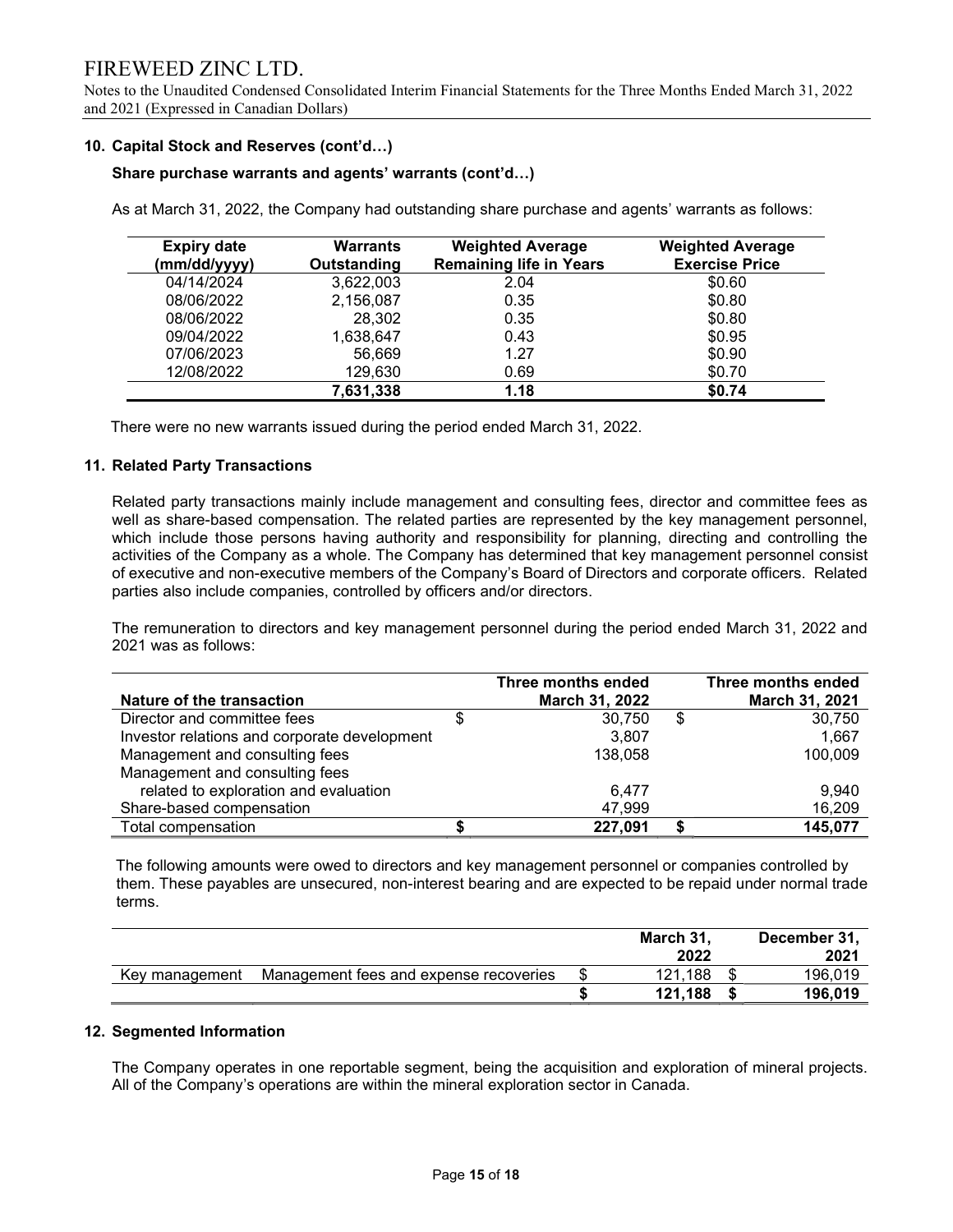### 10. Capital Stock and Reserves (cont'd…)

**Share purchase warrants and agents' warrants (cont'd…)**

As at March 31, 2022, the Company had outstanding share purchase and agents' warrants as follows:

| Expiry date (mm/dd/yyyy) | Warrants Outstanding | Weighted Average Remaining life in Years | Weighted Average Exercise Price |
|---|---|---|---|
| 04/14/2024 | 3,622,003 | 2.04 | $0.60 |
| 08/06/2022 | 2,156,087 | 0.35 | $0.80 |
| 08/06/2022 | 28,302 | 0.35 | $0.80 |
| 09/04/2022 | 1,638,647 | 0.43 | $0.95 |
| 07/06/2023 | 56,669 | 1.27 | $0.90 |
| 12/08/2022 | 129,630 | 0.69 | $0.70 |
| | **7,631,338** | **1.18** | **$0.74** |

There were no new warrants issued during the period ended March 31, 2022.

### 11. Related Party Transactions

Related party transactions mainly include management and consulting fees, director and committee fees as well as share-based compensation. The related parties are represented by the key management personnel, which include those persons having authority and responsibility for planning, directing and controlling the activities of the Company as a whole. The Company has determined that key management personnel consist of executive and non-executive members of the Company's Board of Directors and corporate officers. Related parties also include companies, controlled by officers and/or directors.

The remuneration to directors and key management personnel during the period ended March 31, 2022 and 2021 was as follows:

| Nature of the transaction | Three months ended March 31, 2022 | Three months ended March 31, 2021 |
|---|---|---|
| Director and committee fees | $ 30,750 | $ 30,750 |
| Investor relations and corporate development | 3,807 | 1,667 |
| Management and consulting fees | 138,058 | 100,009 |
| Management and consulting fees related to exploration and evaluation | 6,477 | 9,940 |
| Share-based compensation | 47,999 | 16,209 |
| Total compensation | **$ 227,091** | **$ 145,077** |

The following amounts were owed to directors and key management personnel or companies controlled by them. These payables are unsecured, non-interest bearing and are expected to be repaid under normal trade terms.

| | | March 31, 2022 | December 31, 2021 |
|---|---|---|---|
| Key management | Management fees and expense recoveries | $ 121,188 | $ 196,019 |
| | | **$ 121,188** | **$ 196,019** |

### 12. Segmented Information

The Company operates in one reportable segment, being the acquisition and exploration of mineral projects. All of the Company's operations are within the mineral exploration sector in Canada.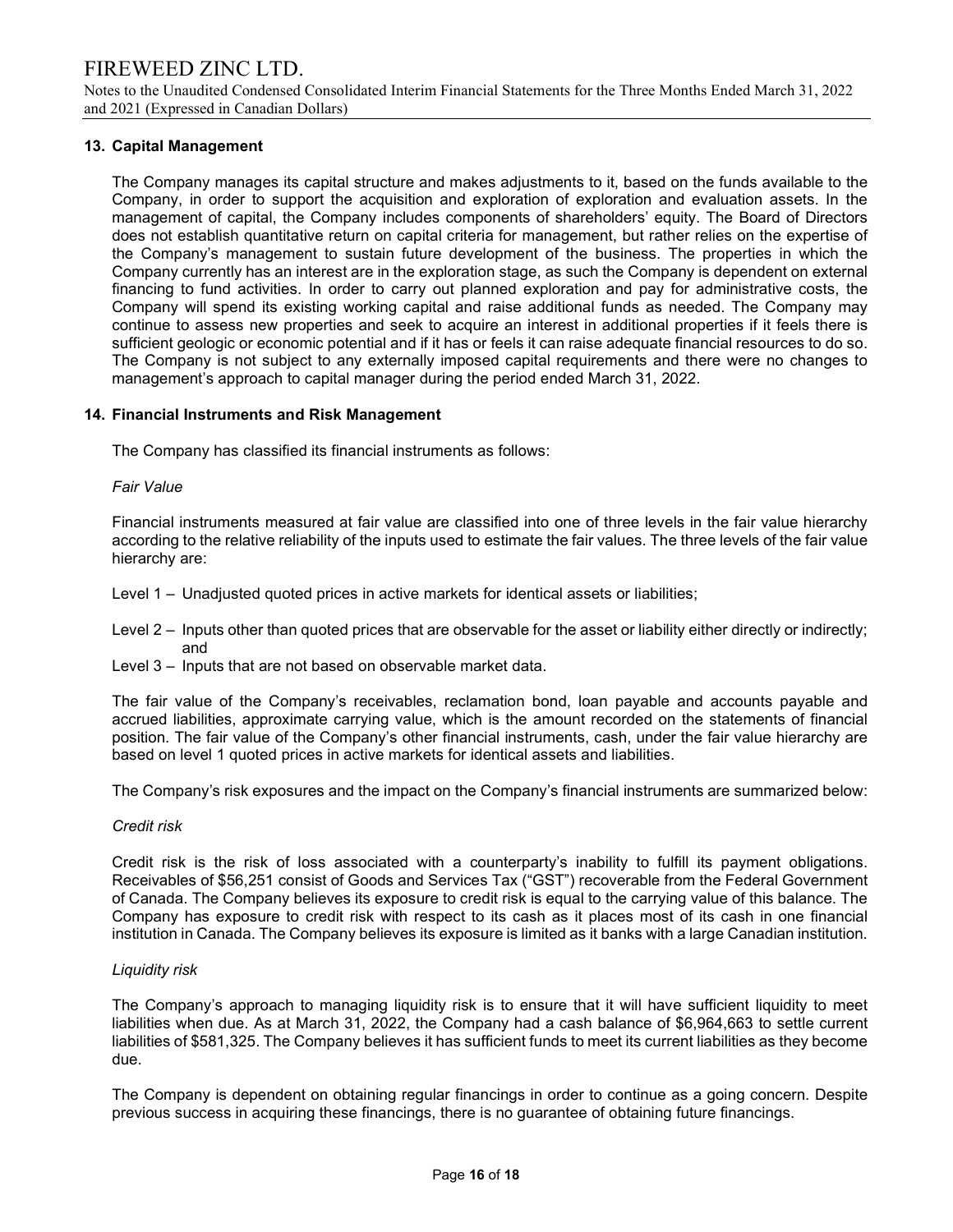## 13. Capital Management

The Company manages its capital structure and makes adjustments to it, based on the funds available to the Company, in order to support the acquisition and exploration of exploration and evaluation assets. In the management of capital, the Company includes components of shareholders' equity. The Board of Directors does not establish quantitative return on capital criteria for management, but rather relies on the expertise of the Company's management to sustain future development of the business. The properties in which the Company currently has an interest are in the exploration stage, as such the Company is dependent on external financing to fund activities. In order to carry out planned exploration and pay for administrative costs, the Company will spend its existing working capital and raise additional funds as needed. The Company may continue to assess new properties and seek to acquire an interest in additional properties if it feels there is sufficient geologic or economic potential and if it has or feels it can raise adequate financial resources to do so. The Company is not subject to any externally imposed capital requirements and there were no changes to management's approach to capital manager during the period ended March 31, 2022.

## 14. Financial Instruments and Risk Management

The Company has classified its financial instruments as follows:

*Fair Value*

Financial instruments measured at fair value are classified into one of three levels in the fair value hierarchy according to the relative reliability of the inputs used to estimate the fair values. The three levels of the fair value hierarchy are:

Level 1 – Unadjusted quoted prices in active markets for identical assets or liabilities;

Level 2 – Inputs other than quoted prices that are observable for the asset or liability either directly or indirectly; and

Level 3 – Inputs that are not based on observable market data.

The fair value of the Company's receivables, reclamation bond, loan payable and accounts payable and accrued liabilities, approximate carrying value, which is the amount recorded on the statements of financial position. The fair value of the Company's other financial instruments, cash, under the fair value hierarchy are based on level 1 quoted prices in active markets for identical assets and liabilities.

The Company's risk exposures and the impact on the Company's financial instruments are summarized below:

*Credit risk*

Credit risk is the risk of loss associated with a counterparty's inability to fulfill its payment obligations. Receivables of $56,251 consist of Goods and Services Tax ("GST") recoverable from the Federal Government of Canada. The Company believes its exposure to credit risk is equal to the carrying value of this balance. The Company has exposure to credit risk with respect to its cash as it places most of its cash in one financial institution in Canada. The Company believes its exposure is limited as it banks with a large Canadian institution.

*Liquidity risk*

The Company's approach to managing liquidity risk is to ensure that it will have sufficient liquidity to meet liabilities when due. As at March 31, 2022, the Company had a cash balance of $6,964,663 to settle current liabilities of $581,325. The Company believes it has sufficient funds to meet its current liabilities as they become due.

The Company is dependent on obtaining regular financings in order to continue as a going concern. Despite previous success in acquiring these financings, there is no guarantee of obtaining future financings.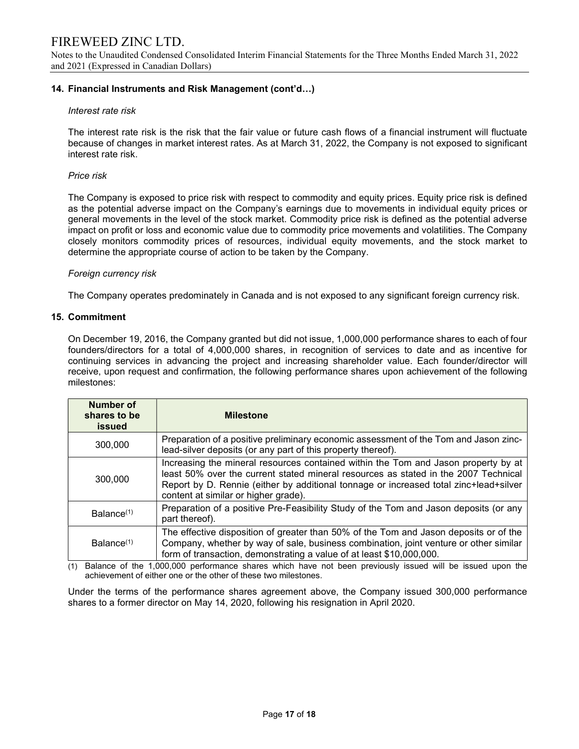## 14. Financial Instruments and Risk Management (cont'd…)

*Interest rate risk*

The interest rate risk is the risk that the fair value or future cash flows of a financial instrument will fluctuate because of changes in market interest rates. As at March 31, 2022, the Company is not exposed to significant interest rate risk.

*Price risk*

The Company is exposed to price risk with respect to commodity and equity prices. Equity price risk is defined as the potential adverse impact on the Company's earnings due to movements in individual equity prices or general movements in the level of the stock market. Commodity price risk is defined as the potential adverse impact on profit or loss and economic value due to commodity price movements and volatilities. The Company closely monitors commodity prices of resources, individual equity movements, and the stock market to determine the appropriate course of action to be taken by the Company.

*Foreign currency risk*

The Company operates predominately in Canada and is not exposed to any significant foreign currency risk.

## 15. Commitment

On December 19, 2016, the Company granted but did not issue, 1,000,000 performance shares to each of four founders/directors for a total of 4,000,000 shares, in recognition of services to date and as incentive for continuing services in advancing the project and increasing shareholder value. Each founder/director will receive, upon request and confirmation, the following performance shares upon achievement of the following milestones:

| Number of shares to be issued | Milestone |
|---|---|
| 300,000 | Preparation of a positive preliminary economic assessment of the Tom and Jason zinc-lead-silver deposits (or any part of this property thereof). |
| 300,000 | Increasing the mineral resources contained within the Tom and Jason property by at least 50% over the current stated mineral resources as stated in the 2007 Technical Report by D. Rennie (either by additional tonnage or increased total zinc+lead+silver content at similar or higher grade). |
| Balance[1] | Preparation of a positive Pre-Feasibility Study of the Tom and Jason deposits (or any part thereof). |
| Balance[1] | The effective disposition of greater than 50% of the Tom and Jason deposits or of the Company, whether by way of sale, business combination, joint venture or other similar form of transaction, demonstrating a value of at least $10,000,000. |

(1) Balance of the 1,000,000 performance shares which have not been previously issued will be issued upon the achievement of either one or the other of these two milestones.

Under the terms of the performance shares agreement above, the Company issued 300,000 performance shares to a former director on May 14, 2020, following his resignation in April 2020.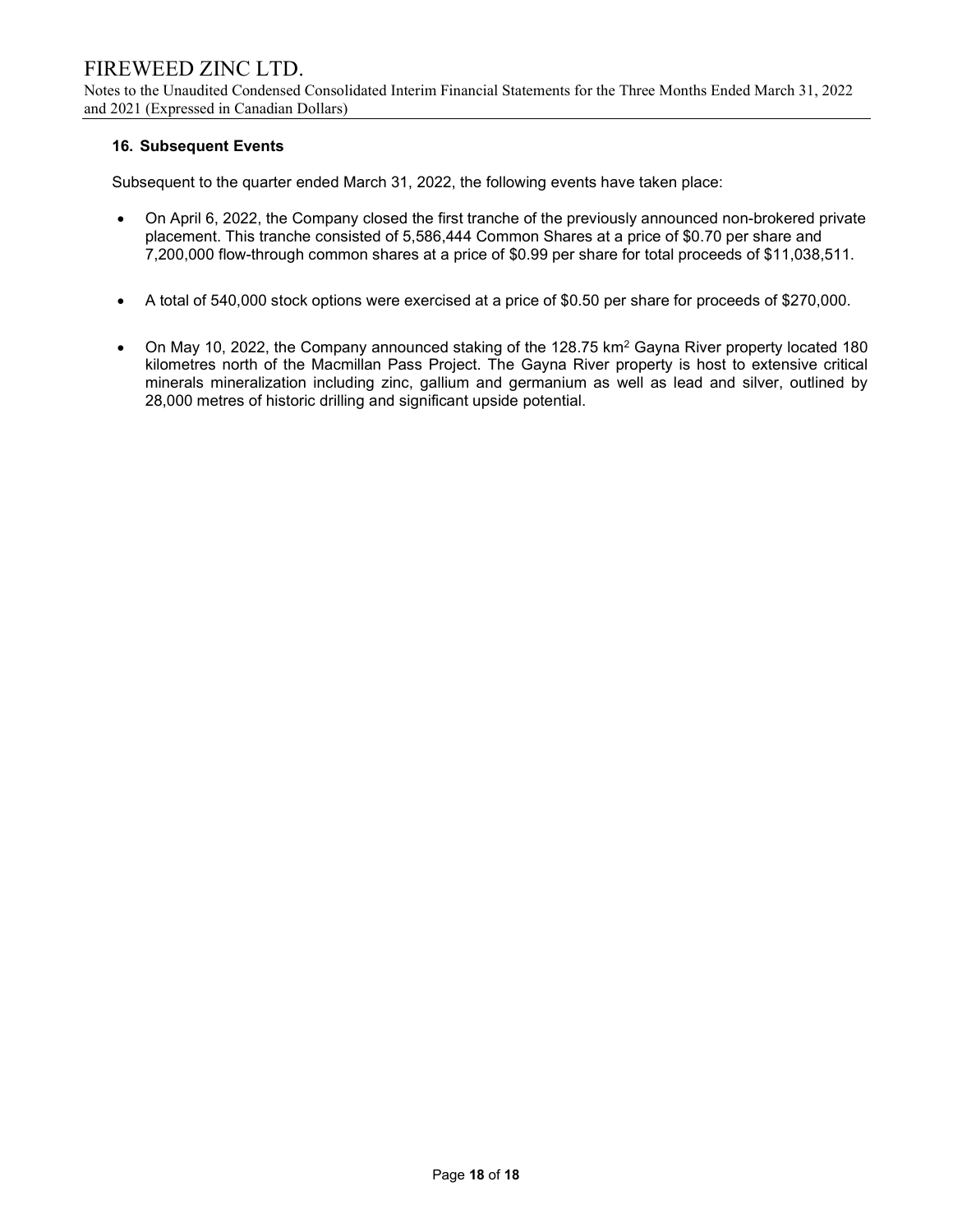### 16. Subsequent Events

Subsequent to the quarter ended March 31, 2022, the following events have taken place:

- On April 6, 2022, the Company closed the first tranche of the previously announced non-brokered private placement. This tranche consisted of 5,586,444 Common Shares at a price of \$0.70 per share and 7,200,000 flow-through common shares at a price of \$0.99 per share for total proceeds of \$11,038,511.
- A total of 540,000 stock options were exercised at a price of \$0.50 per share for proceeds of \$270,000.
- On May 10, 2022, the Company announced staking of the 128.75 $km^2$ Gayna River property located 180 kilometres north of the Macmillan Pass Project. The Gayna River property is host to extensive critical minerals mineralization including zinc, gallium and germanium as well as lead and silver, outlined by 28,000 metres of historic drilling and significant upside potential.